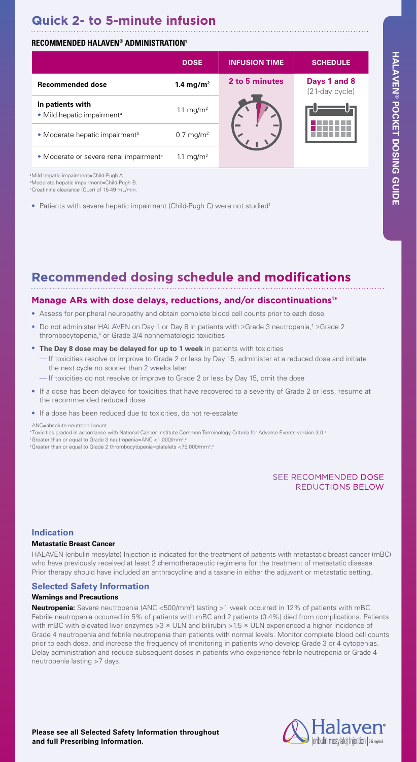# Quick 2- to 5-minute infusion

**RECOMMENDED HALAVEN® ADMINISTRATION[1]**

| | DOSE | INFUSION TIME | SCHEDULE |
|---|---|---|---|
| **Recommended dose** | **1.4 mg/m²** | **2 to 5 minutes** | **Days 1 and 8** (21-day cycle) |
| **In patients with** • Mild hepatic impairment[a] | 1.1 mg/m² | | |
| • Moderate hepatic impairment[b] | 0.7 mg/m² | | |
| • Moderate or severe renal impairment[c] | 1.1 mg/m² | | |

[a]Mild hepatic impairment=Child-Pugh A.
[b]Moderate hepatic impairment=Child-Pugh B.
[c]Creatinine clearance (CLcr) of 15-49 mL/min.

- Patients with severe hepatic impairment (Child-Pugh C) were not studied[1]

**HALAVEN® POCKET DOSING GUIDE**

# Recommended dosing schedule and modifications

## Manage ARs with dose delays, reductions, and/or discontinuations[1*]

- Assess for peripheral neuropathy and obtain complete blood cell counts prior to each dose
- Do not administer HALAVEN on Day 1 or Day 8 in patients with ≥Grade 3 neutropenia,[†] ≥Grade 2 thrombocytopenia,[‡] or Grade 3/4 nonhematologic toxicities
- **The Day 8 dose may be delayed for up to 1 week** in patients with toxicities
  - — If toxicities resolve or improve to Grade 2 or less by Day 15, administer at a reduced dose and initiate the next cycle no sooner than 2 weeks later
  - — If toxicities do not resolve or improve to Grade 2 or less by Day 15, omit the dose
- If a dose has been delayed for toxicities that have recovered to a severity of Grade 2 or less, resume at the recommended reduced dose
- If a dose has been reduced due to toxicities, do not re-escalate

ANC=absolute neutrophil count.
*Toxicities graded in accordance with National Cancer Institute Common Terminology Criteria for Adverse Events version 3.0.[1]
[†]Greater than or equal to Grade 3 neutropenia=ANC <1,000/mm³.[2]
[‡]Greater than or equal to Grade 2 thrombocytopenia=platelets <75,000/mm³.[2]

SEE RECOMMENDED DOSE REDUCTIONS BELOW

### Indication

**Metastatic Breast Cancer**

HALAVEN (eribulin mesylate) Injection is indicated for the treatment of patients with metastatic breast cancer (mBC) who have previously received at least 2 chemotherapeutic regimens for the treatment of metastatic disease. Prior therapy should have included an anthracycline and a taxane in either the adjuvant or metastatic setting.

### Selected Safety Information

**Warnings and Precautions**

**Neutropenia:** Severe neutropenia (ANC <500/mm³) lasting >1 week occurred in 12% of patients with mBC. Febrile neutropenia occurred in 5% of patients with mBC and 2 patients (0.4%) died from complications. Patients with mBC with elevated liver enzymes >3 × ULN and bilirubin >1.5 × ULN experienced a higher incidence of Grade 4 neutropenia and febrile neutropenia than patients with normal levels. Monitor complete blood cell counts prior to each dose, and increase the frequency of monitoring in patients who develop Grade 3 or 4 cytopenias. Delay administration and reduce subsequent doses in patients who experience febrile neutropenia or Grade 4 neutropenia lasting >7 days.

**Please see all Selected Safety Information throughout and full Prescribing Information.**

Halaven® (eribulin mesylate) Injection | 0.5 mg/mL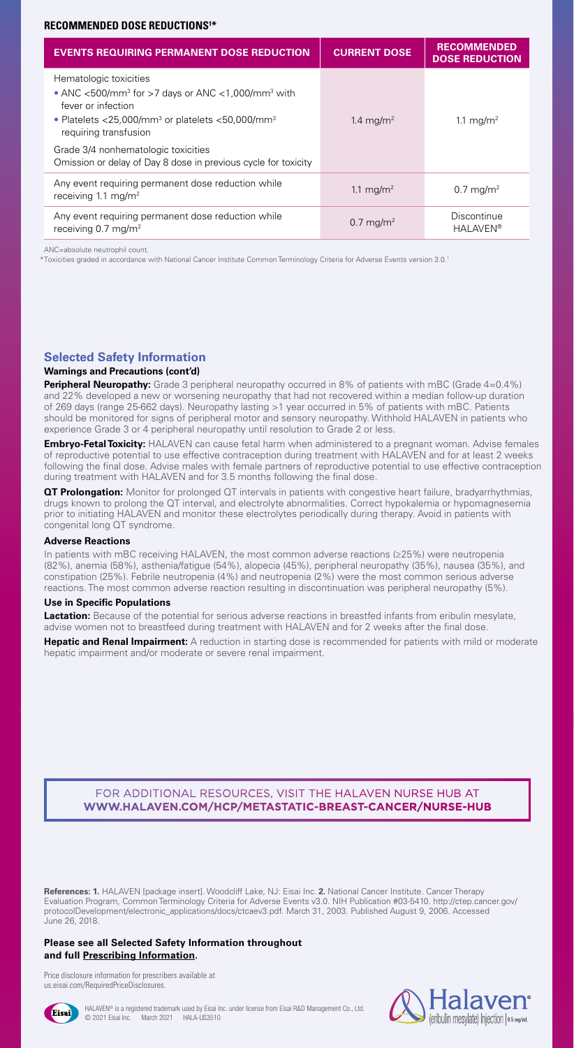## RECOMMENDED DOSE REDUCTIONS[1*]

| EVENTS REQUIRING PERMANENT DOSE REDUCTION | CURRENT DOSE | RECOMMENDED DOSE REDUCTION |
|---|---|---|
| Hematologic toxicities<br>• ANC <500/mm$^3$ for >7 days or ANC <1,000/mm$^3$ with fever or infection<br>• Platelets <25,000/mm$^3$ or platelets <50,000/mm$^3$ requiring transfusion<br><br>Grade 3/4 nonhematologic toxicities<br>Omission or delay of Day 8 dose in previous cycle for toxicity | 1.4 mg/m$^2$ | 1.1 mg/m$^2$ |
| Any event requiring permanent dose reduction while receiving 1.1 mg/m$^2$ | 1.1 mg/m$^2$ | 0.7 mg/m$^2$ |
| Any event requiring permanent dose reduction while receiving 0.7 mg/m$^2$ | 0.7 mg/m$^2$ | Discontinue HALAVEN® |

ANC=absolute neutrophil count.

*Toxicities graded in accordance with National Cancer Institute Common Terminology Criteria for Adverse Events version 3.0.[1]

## Selected Safety Information

### Warnings and Precautions (cont'd)

**Peripheral Neuropathy:** Grade 3 peripheral neuropathy occurred in 8% of patients with mBC (Grade 4=0.4%) and 22% developed a new or worsening neuropathy that had not recovered within a median follow-up duration of 269 days (range 25-662 days). Neuropathy lasting >1 year occurred in 5% of patients with mBC. Patients should be monitored for signs of peripheral motor and sensory neuropathy. Withhold HALAVEN in patients who experience Grade 3 or 4 peripheral neuropathy until resolution to Grade 2 or less.

**Embryo-Fetal Toxicity:** HALAVEN can cause fetal harm when administered to a pregnant woman. Advise females of reproductive potential to use effective contraception during treatment with HALAVEN and for at least 2 weeks following the final dose. Advise males with female partners of reproductive potential to use effective contraception during treatment with HALAVEN and for 3.5 months following the final dose.

**QT Prolongation:** Monitor for prolonged QT intervals in patients with congestive heart failure, bradyarrhythmias, drugs known to prolong the QT interval, and electrolyte abnormalities. Correct hypokalemia or hypomagnesemia prior to initiating HALAVEN and monitor these electrolytes periodically during therapy. Avoid in patients with congenital long QT syndrome.

### Adverse Reactions

In patients with mBC receiving HALAVEN, the most common adverse reactions (≥25%) were neutropenia (82%), anemia (58%), asthenia/fatigue (54%), alopecia (45%), peripheral neuropathy (35%), nausea (35%), and constipation (25%). Febrile neutropenia (4%) and neutropenia (2%) were the most common serious adverse reactions. The most common adverse reaction resulting in discontinuation was peripheral neuropathy (5%).

### Use in Specific Populations

**Lactation:** Because of the potential for serious adverse reactions in breastfed infants from eribulin mesylate, advise women not to breastfeed during treatment with HALAVEN and for 2 weeks after the final dose.

**Hepatic and Renal Impairment:** A reduction in starting dose is recommended for patients with mild or moderate hepatic impairment and/or moderate or severe renal impairment.

FOR ADDITIONAL RESOURCES, VISIT THE HALAVEN NURSE HUB AT
**WWW.HALAVEN.COM/HCP/METASTATIC-BREAST-CANCER/NURSE-HUB**

**References: 1.** HALAVEN [package insert]. Woodcliff Lake, NJ: Eisai Inc. **2.** National Cancer Institute. Cancer Therapy Evaluation Program, Common Terminology Criteria for Adverse Events v3.0. NIH Publication #03-5410. http://ctep.cancer.gov/protocolDevelopment/electronic_applications/docs/ctcaev3.pdf. March 31, 2003. Published August 9, 2006. Accessed June 26, 2018.

**Please see all Selected Safety Information throughout and full Prescribing Information.**

Price disclosure information for prescribers available at us.eisai.com/RequiredPriceDisclosures.

HALAVEN® is a registered trademark used by Eisai Inc. under license from Eisai R&D Management Co., Ltd.
© 2021 Eisai Inc. March 2021 HALA-US3510

Halaven® (eribulin mesylate) Injection | 0.5 mg/mL